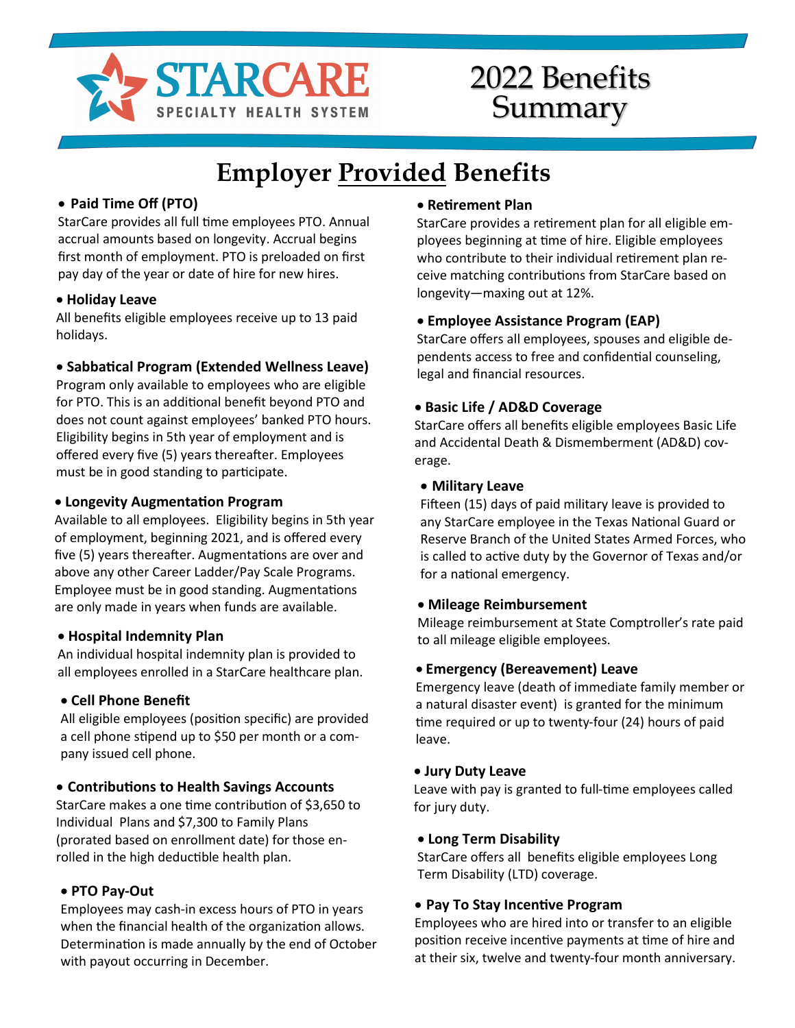STARCARE
SPECIALTY HEALTH SYSTEM

# 2022 Benefits Summary

## Employer Provided Benefits

- **Paid Time Off (PTO)**

StarCare provides all full time employees PTO. Annual accrual amounts based on longevity. Accrual begins first month of employment. PTO is preloaded on first pay day of the year or date of hire for new hires.

- **Holiday Leave**

All benefits eligible employees receive up to 13 paid holidays.

- **Sabbatical Program (Extended Wellness Leave)**

Program only available to employees who are eligible for PTO. This is an additional benefit beyond PTO and does not count against employees' banked PTO hours. Eligibility begins in 5th year of employment and is offered every five (5) years thereafter. Employees must be in good standing to participate.

- **Longevity Augmentation Program**

Available to all employees. Eligibility begins in 5th year of employment, beginning 2021, and is offered every five (5) years thereafter. Augmentations are over and above any other Career Ladder/Pay Scale Programs. Employee must be in good standing. Augmentations are only made in years when funds are available.

- **Hospital Indemnity Plan**

An individual hospital indemnity plan is provided to all employees enrolled in a StarCare healthcare plan.

- **Cell Phone Benefit**

All eligible employees (position specific) are provided a cell phone stipend up to $50 per month or a company issued cell phone.

- **Contributions to Health Savings Accounts**

StarCare makes a one time contribution of $3,650 to Individual Plans and $7,300 to Family Plans (prorated based on enrollment date) for those enrolled in the high deductible health plan.

- **PTO Pay-Out**

Employees may cash-in excess hours of PTO in years when the financial health of the organization allows. Determination is made annually by the end of October with payout occurring in December.

- **Retirement Plan**

StarCare provides a retirement plan for all eligible employees beginning at time of hire. Eligible employees who contribute to their individual retirement plan receive matching contributions from StarCare based on longevity—maxing out at 12%.

- **Employee Assistance Program (EAP)**

StarCare offers all employees, spouses and eligible dependents access to free and confidential counseling, legal and financial resources.

- **Basic Life / AD&D Coverage**

StarCare offers all benefits eligible employees Basic Life and Accidental Death & Dismemberment (AD&D) coverage.

- **Military Leave**

Fifteen (15) days of paid military leave is provided to any StarCare employee in the Texas National Guard or Reserve Branch of the United States Armed Forces, who is called to active duty by the Governor of Texas and/or for a national emergency.

- **Mileage Reimbursement**

Mileage reimbursement at State Comptroller's rate paid to all mileage eligible employees.

- **Emergency (Bereavement) Leave**

Emergency leave (death of immediate family member or a natural disaster event) is granted for the minimum time required or up to twenty-four (24) hours of paid leave.

- **Jury Duty Leave**

Leave with pay is granted to full-time employees called for jury duty.

- **Long Term Disability**

StarCare offers all benefits eligible employees Long Term Disability (LTD) coverage.

- **Pay To Stay Incentive Program**

Employees who are hired into or transfer to an eligible position receive incentive payments at time of hire and at their six, twelve and twenty-four month anniversary.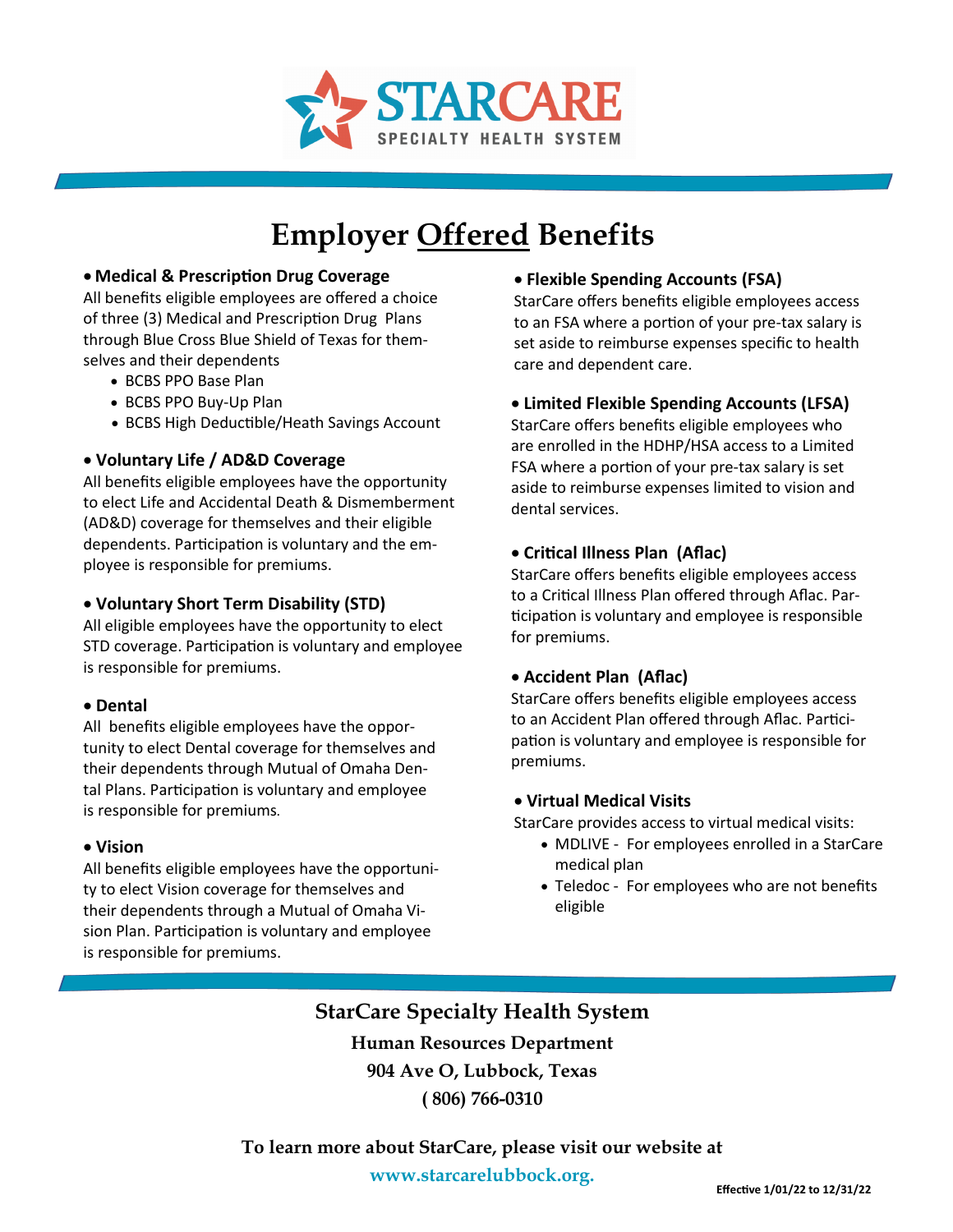STARCARE
SPECIALTY HEALTH SYSTEM

# Employer Offered Benefits

- **Medical & Prescription Drug Coverage**

All benefits eligible employees are offered a choice of three (3) Medical and Prescription Drug Plans through Blue Cross Blue Shield of Texas for themselves and their dependents

  - BCBS PPO Base Plan
  - BCBS PPO Buy-Up Plan
  - BCBS High Deductible/Heath Savings Account

- **Voluntary Life / AD&D Coverage**

All benefits eligible employees have the opportunity to elect Life and Accidental Death & Dismemberment (AD&D) coverage for themselves and their eligible dependents. Participation is voluntary and the employee is responsible for premiums.

- **Voluntary Short Term Disability (STD)**

All eligible employees have the opportunity to elect STD coverage. Participation is voluntary and employee is responsible for premiums.

- **Dental**

All benefits eligible employees have the opportunity to elect Dental coverage for themselves and their dependents through Mutual of Omaha Dental Plans. Participation is voluntary and employee is responsible for premiums.

- **Vision**

All benefits eligible employees have the opportunity to elect Vision coverage for themselves and their dependents through a Mutual of Omaha Vision Plan. Participation is voluntary and employee is responsible for premiums.

- **Flexible Spending Accounts (FSA)**

StarCare offers benefits eligible employees access to an FSA where a portion of your pre-tax salary is set aside to reimburse expenses specific to health care and dependent care.

- **Limited Flexible Spending Accounts (LFSA)**

StarCare offers benefits eligible employees who are enrolled in the HDHP/HSA access to a Limited FSA where a portion of your pre-tax salary is set aside to reimburse expenses limited to vision and dental services.

- **Critical Illness Plan (Aflac)**

StarCare offers benefits eligible employees access to a Critical Illness Plan offered through Aflac. Participation is voluntary and employee is responsible for premiums.

- **Accident Plan (Aflac)**

StarCare offers benefits eligible employees access to an Accident Plan offered through Aflac. Participation is voluntary and employee is responsible for premiums.

- **Virtual Medical Visits**

StarCare provides access to virtual medical visits:

  - MDLIVE - For employees enrolled in a StarCare medical plan
  - Teledoc - For employees who are not benefits eligible

**StarCare Specialty Health System**

**Human Resources Department**

**904 Ave O, Lubbock, Texas**

**( 806) 766-0310**

**To learn more about StarCare, please visit our website at**

**www.starcarelubbock.org.**

**Effective 1/01/22 to 12/31/22**